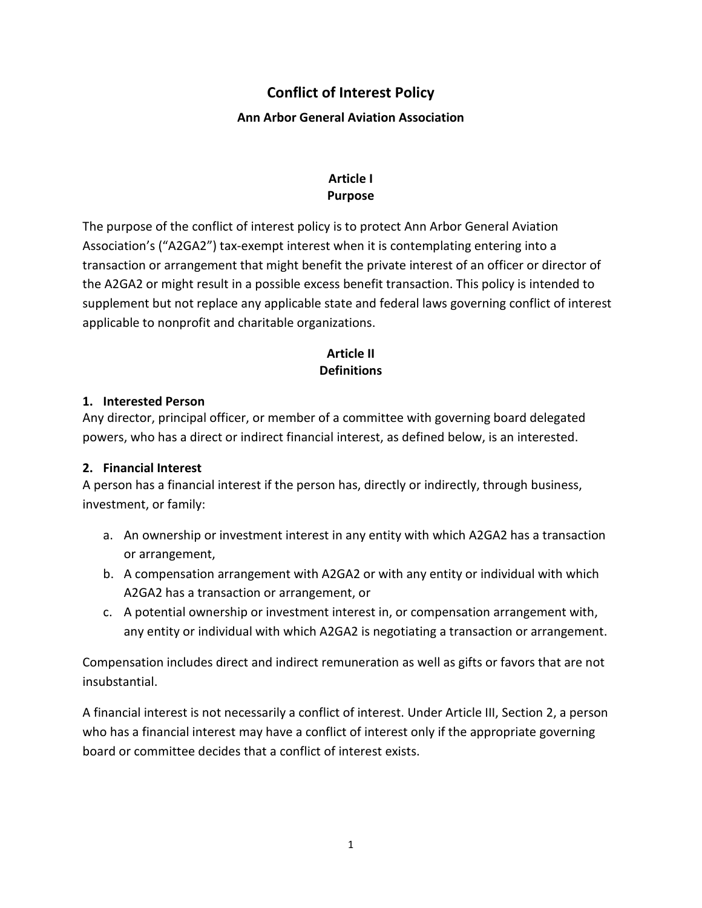# Conflict of Interest Policy

### Ann Arbor General Aviation Association

## Article I
## Purpose

The purpose of the conflict of interest policy is to protect Ann Arbor General Aviation Association's ("A2GA2") tax-exempt interest when it is contemplating entering into a transaction or arrangement that might benefit the private interest of an officer or director of the A2GA2 or might result in a possible excess benefit transaction. This policy is intended to supplement but not replace any applicable state and federal laws governing conflict of interest applicable to nonprofit and charitable organizations.

## Article II
## Definitions

**1. Interested Person**

Any director, principal officer, or member of a committee with governing board delegated powers, who has a direct or indirect financial interest, as defined below, is an interested.

**2. Financial Interest**

A person has a financial interest if the person has, directly or indirectly, through business, investment, or family:

a. An ownership or investment interest in any entity with which A2GA2 has a transaction or arrangement,
b. A compensation arrangement with A2GA2 or with any entity or individual with which A2GA2 has a transaction or arrangement, or
c. A potential ownership or investment interest in, or compensation arrangement with, any entity or individual with which A2GA2 is negotiating a transaction or arrangement.

Compensation includes direct and indirect remuneration as well as gifts or favors that are not insubstantial.

A financial interest is not necessarily a conflict of interest. Under Article III, Section 2, a person who has a financial interest may have a conflict of interest only if the appropriate governing board or committee decides that a conflict of interest exists.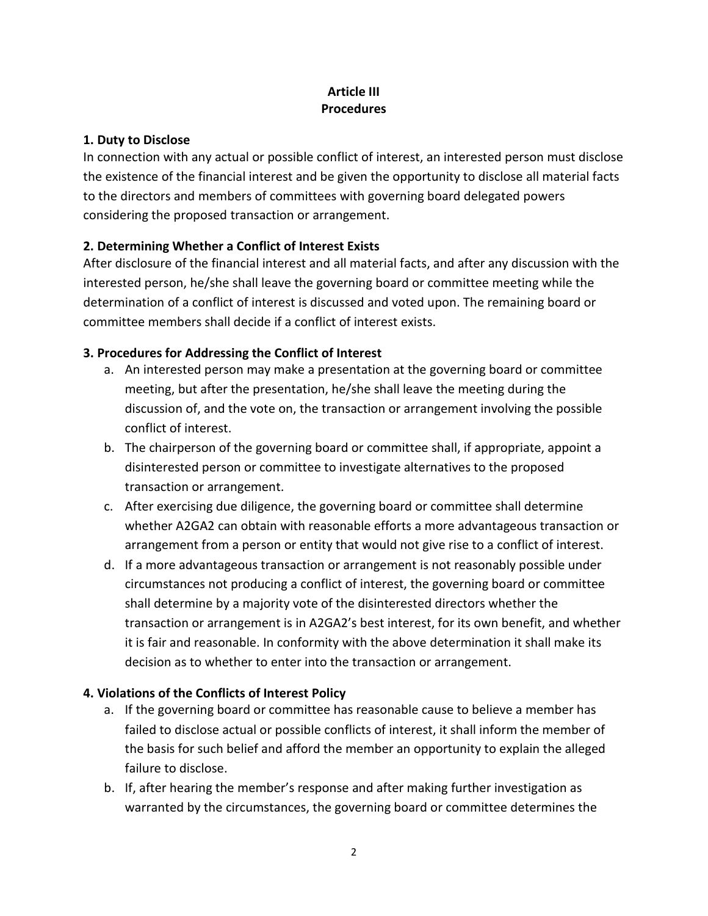## Article III
## Procedures

**1. Duty to Disclose**

In connection with any actual or possible conflict of interest, an interested person must disclose the existence of the financial interest and be given the opportunity to disclose all material facts to the directors and members of committees with governing board delegated powers considering the proposed transaction or arrangement.

**2. Determining Whether a Conflict of Interest Exists**

After disclosure of the financial interest and all material facts, and after any discussion with the interested person, he/she shall leave the governing board or committee meeting while the determination of a conflict of interest is discussed and voted upon. The remaining board or committee members shall decide if a conflict of interest exists.

**3. Procedures for Addressing the Conflict of Interest**

a. An interested person may make a presentation at the governing board or committee meeting, but after the presentation, he/she shall leave the meeting during the discussion of, and the vote on, the transaction or arrangement involving the possible conflict of interest.
b. The chairperson of the governing board or committee shall, if appropriate, appoint a disinterested person or committee to investigate alternatives to the proposed transaction or arrangement.
c. After exercising due diligence, the governing board or committee shall determine whether A2GA2 can obtain with reasonable efforts a more advantageous transaction or arrangement from a person or entity that would not give rise to a conflict of interest.
d. If a more advantageous transaction or arrangement is not reasonably possible under circumstances not producing a conflict of interest, the governing board or committee shall determine by a majority vote of the disinterested directors whether the transaction or arrangement is in A2GA2's best interest, for its own benefit, and whether it is fair and reasonable. In conformity with the above determination it shall make its decision as to whether to enter into the transaction or arrangement.

**4. Violations of the Conflicts of Interest Policy**

a. If the governing board or committee has reasonable cause to believe a member has failed to disclose actual or possible conflicts of interest, it shall inform the member of the basis for such belief and afford the member an opportunity to explain the alleged failure to disclose.
b. If, after hearing the member's response and after making further investigation as warranted by the circumstances, the governing board or committee determines the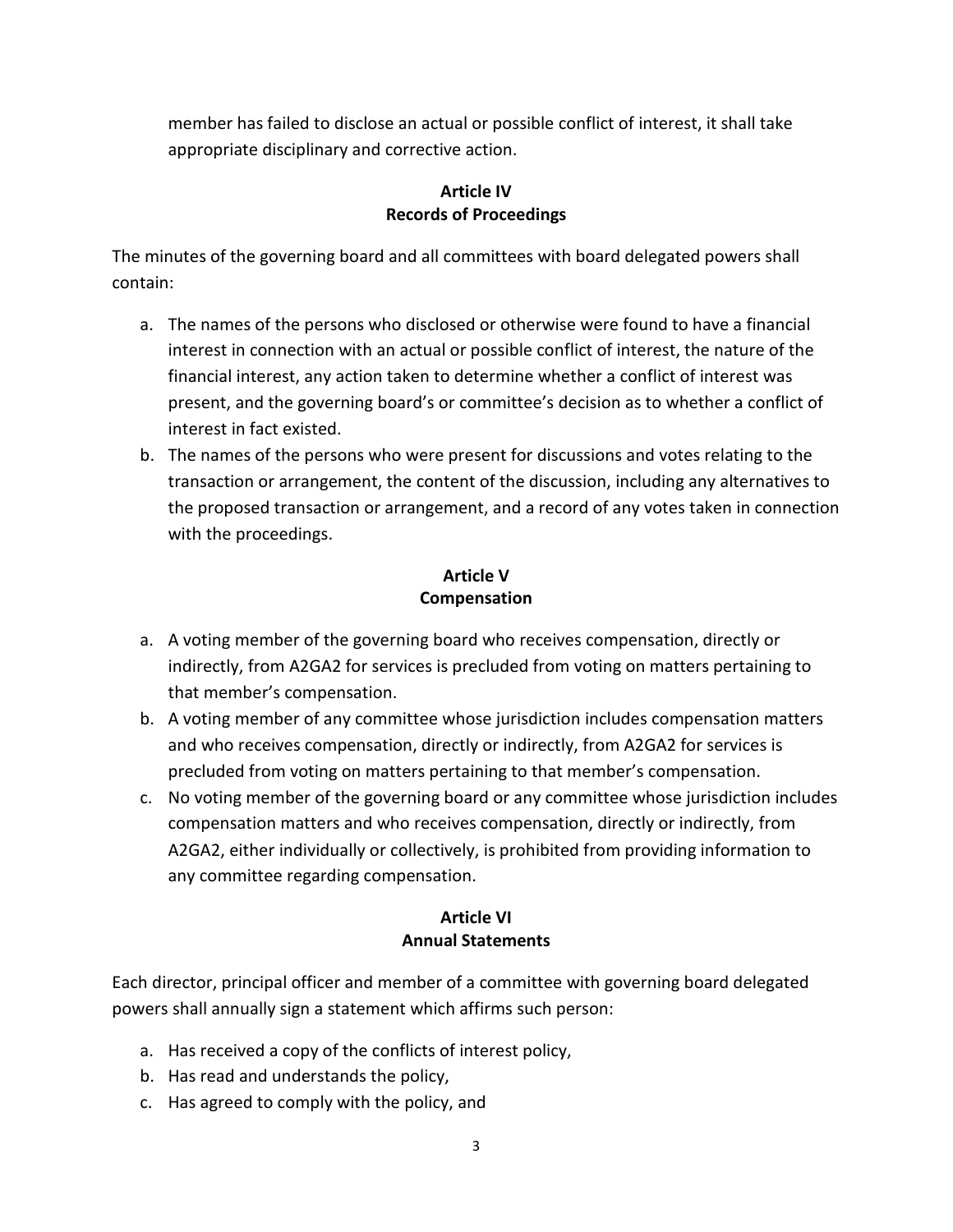member has failed to disclose an actual or possible conflict of interest, it shall take appropriate disciplinary and corrective action.

## Article IV
## Records of Proceedings

The minutes of the governing board and all committees with board delegated powers shall contain:

a. The names of the persons who disclosed or otherwise were found to have a financial interest in connection with an actual or possible conflict of interest, the nature of the financial interest, any action taken to determine whether a conflict of interest was present, and the governing board's or committee's decision as to whether a conflict of interest in fact existed.
b. The names of the persons who were present for discussions and votes relating to the transaction or arrangement, the content of the discussion, including any alternatives to the proposed transaction or arrangement, and a record of any votes taken in connection with the proceedings.

## Article V
## Compensation

a. A voting member of the governing board who receives compensation, directly or indirectly, from A2GA2 for services is precluded from voting on matters pertaining to that member's compensation.
b. A voting member of any committee whose jurisdiction includes compensation matters and who receives compensation, directly or indirectly, from A2GA2 for services is precluded from voting on matters pertaining to that member's compensation.
c. No voting member of the governing board or any committee whose jurisdiction includes compensation matters and who receives compensation, directly or indirectly, from A2GA2, either individually or collectively, is prohibited from providing information to any committee regarding compensation.

## Article VI
## Annual Statements

Each director, principal officer and member of a committee with governing board delegated powers shall annually sign a statement which affirms such person:

a. Has received a copy of the conflicts of interest policy,
b. Has read and understands the policy,
c. Has agreed to comply with the policy, and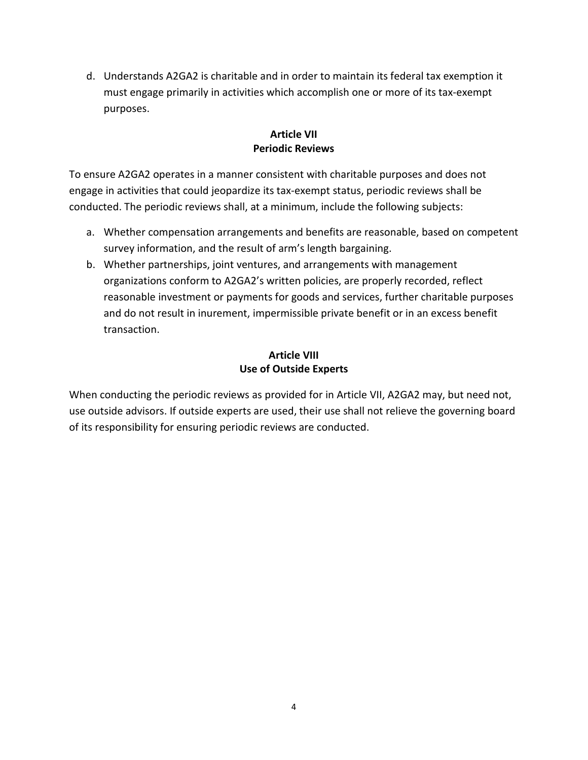d. Understands A2GA2 is charitable and in order to maintain its federal tax exemption it must engage primarily in activities which accomplish one or more of its tax-exempt purposes.

## Article VII
## Periodic Reviews

To ensure A2GA2 operates in a manner consistent with charitable purposes and does not engage in activities that could jeopardize its tax-exempt status, periodic reviews shall be conducted. The periodic reviews shall, at a minimum, include the following subjects:

a. Whether compensation arrangements and benefits are reasonable, based on competent survey information, and the result of arm's length bargaining.
b. Whether partnerships, joint ventures, and arrangements with management organizations conform to A2GA2's written policies, are properly recorded, reflect reasonable investment or payments for goods and services, further charitable purposes and do not result in inurement, impermissible private benefit or in an excess benefit transaction.

## Article VIII
## Use of Outside Experts

When conducting the periodic reviews as provided for in Article VII, A2GA2 may, but need not, use outside advisors. If outside experts are used, their use shall not relieve the governing board of its responsibility for ensuring periodic reviews are conducted.